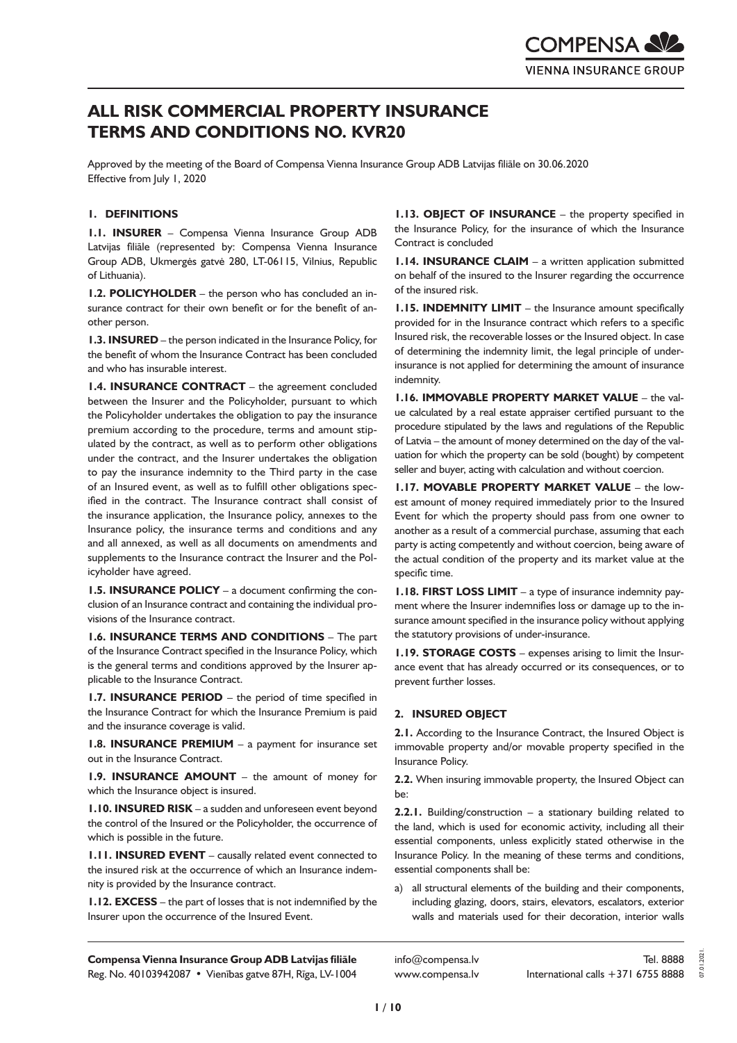# ALL RISK COMMERCIAL PROPERTY INSURANCE TERMS AND CONDITIONS NO. KVR20

Approved by the meeting of the Board of Compensa Vienna Insurance Group ADB Latvijas filiāle on 30.06.2020
Effective from July 1, 2020

## 1. DEFINITIONS

**1.1. INSURER** – Compensa Vienna Insurance Group ADB Latvijas filiāle (represented by: Compensa Vienna Insurance Group ADB, Ukmergės gatvė 280, LT-06115, Vilnius, Republic of Lithuania).

**1.2. POLICYHOLDER** – the person who has concluded an insurance contract for their own benefit or for the benefit of another person.

**1.3. INSURED** – the person indicated in the Insurance Policy, for the benefit of whom the Insurance Contract has been concluded and who has insurable interest.

**1.4. INSURANCE CONTRACT** – the agreement concluded between the Insurer and the Policyholder, pursuant to which the Policyholder undertakes the obligation to pay the insurance premium according to the procedure, terms and amount stipulated by the contract, as well as to perform other obligations under the contract, and the Insurer undertakes the obligation to pay the insurance indemnity to the Third party in the case of an Insured event, as well as to fulfill other obligations specified in the contract. The Insurance contract shall consist of the insurance application, the Insurance policy, annexes to the Insurance policy, the insurance terms and conditions and any and all annexed, as well as all documents on amendments and supplements to the Insurance contract the Insurer and the Policyholder have agreed.

**1.5. INSURANCE POLICY** – a document confirming the conclusion of an Insurance contract and containing the individual provisions of the Insurance contract.

**1.6. INSURANCE TERMS AND CONDITIONS** – The part of the Insurance Contract specified in the Insurance Policy, which is the general terms and conditions approved by the Insurer applicable to the Insurance Contract.

**1.7. INSURANCE PERIOD** – the period of time specified in the Insurance Contract for which the Insurance Premium is paid and the insurance coverage is valid.

**1.8. INSURANCE PREMIUM** – a payment for insurance set out in the Insurance Contract.

**1.9. INSURANCE AMOUNT** – the amount of money for which the Insurance object is insured.

**1.10. INSURED RISK** – a sudden and unforeseen event beyond the control of the Insured or the Policyholder, the occurrence of which is possible in the future.

**1.11. INSURED EVENT** – causally related event connected to the insured risk at the occurrence of which an Insurance indemnity is provided by the Insurance contract.

**1.12. EXCESS** – the part of losses that is not indemnified by the Insurer upon the occurrence of the Insured Event.

**1.13. OBJECT OF INSURANCE** – the property specified in the Insurance Policy, for the insurance of which the Insurance Contract is concluded

**1.14. INSURANCE CLAIM** – a written application submitted on behalf of the insured to the Insurer regarding the occurrence of the insured risk.

**1.15. INDEMNITY LIMIT** – the Insurance amount specifically provided for in the Insurance contract which refers to a specific Insured risk, the recoverable losses or the Insured object. In case of determining the indemnity limit, the legal principle of under-insurance is not applied for determining the amount of insurance indemnity.

**1.16. IMMOVABLE PROPERTY MARKET VALUE** – the value calculated by a real estate appraiser certified pursuant to the procedure stipulated by the laws and regulations of the Republic of Latvia – the amount of money determined on the day of the valuation for which the property can be sold (bought) by competent seller and buyer, acting with calculation and without coercion.

**1.17. MOVABLE PROPERTY MARKET VALUE** – the lowest amount of money required immediately prior to the Insured Event for which the property should pass from one owner to another as a result of a commercial purchase, assuming that each party is acting competently and without coercion, being aware of the actual condition of the property and its market value at the specific time.

**1.18. FIRST LOSS LIMIT** – a type of insurance indemnity payment where the Insurer indemnifies loss or damage up to the insurance amount specified in the insurance policy without applying the statutory provisions of under-insurance.

**1.19. STORAGE COSTS** – expenses arising to limit the Insurance event that has already occurred or its consequences, or to prevent further losses.

## 2. INSURED OBJECT

**2.1.** According to the Insurance Contract, the Insured Object is immovable property and/or movable property specified in the Insurance Policy.

**2.2.** When insuring immovable property, the Insured Object can be:

**2.2.1.** Building/construction – a stationary building related to the land, which is used for economic activity, including all their essential components, unless explicitly stated otherwise in the Insurance Policy. In the meaning of these terms and conditions, essential components shall be:

a) all structural elements of the building and their components, including glazing, doors, stairs, elevators, escalators, exterior walls and materials used for their decoration, interior walls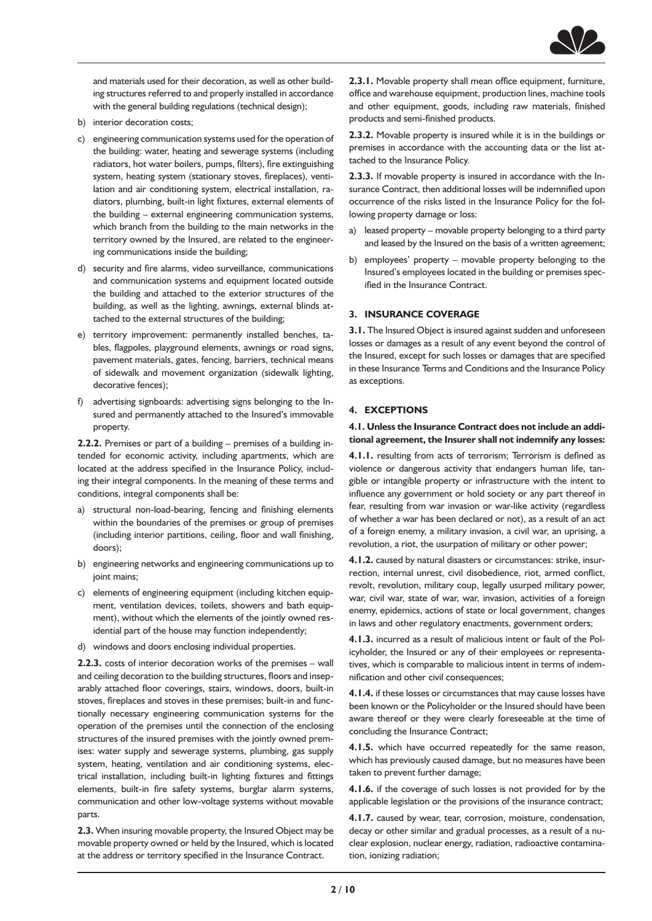and materials used for their decoration, as well as other building structures referred to and properly installed in accordance with the general building regulations (technical design);

b) interior decoration costs;

c) engineering communication systems used for the operation of the building: water, heating and sewerage systems (including radiators, hot water boilers, pumps, filters), fire extinguishing system, heating system (stationary stoves, fireplaces), ventilation and air conditioning system, electrical installation, radiators, plumbing, built-in light fixtures, external elements of the building – external engineering communication systems, which branch from the building to the main networks in the territory owned by the Insured, are related to the engineering communications inside the building;

d) security and fire alarms, video surveillance, communications and communication systems and equipment located outside the building and attached to the exterior structures of the building, as well as the lighting, awnings, external blinds attached to the external structures of the building;

e) territory improvement: permanently installed benches, tables, flagpoles, playground elements, awnings or road signs, pavement materials, gates, fencing, barriers, technical means of sidewalk and movement organization (sidewalk lighting, decorative fences);

f) advertising signboards: advertising signs belonging to the Insured and permanently attached to the Insured's immovable property.

**2.2.2.** Premises or part of a building – premises of a building intended for economic activity, including apartments, which are located at the address specified in the Insurance Policy, including their integral components. In the meaning of these terms and conditions, integral components shall be:

a) structural non-load-bearing, fencing and finishing elements within the boundaries of the premises or group of premises (including interior partitions, ceiling, floor and wall finishing, doors);

b) engineering networks and engineering communications up to joint mains;

c) elements of engineering equipment (including kitchen equipment, ventilation devices, toilets, showers and bath equipment), without which the elements of the jointly owned residential part of the house may function independently;

d) windows and doors enclosing individual properties.

**2.2.3.** costs of interior decoration works of the premises – wall and ceiling decoration to the building structures, floors and inseparably attached floor coverings, stairs, windows, doors, built-in stoves, fireplaces and stoves in these premises; built-in and functionally necessary engineering communication systems for the operation of the premises until the connection of the enclosing structures of the insured premises with the jointly owned premises: water supply and sewerage systems, plumbing, gas supply system, heating, ventilation and air conditioning systems, electrical installation, including built-in lighting fixtures and fittings elements, built-in fire safety systems, burglar alarm systems, communication and other low-voltage systems without movable parts.

**2.3.** When insuring movable property, the Insured Object may be movable property owned or held by the Insured, which is located at the address or territory specified in the Insurance Contract.

**2.3.1.** Movable property shall mean office equipment, furniture, office and warehouse equipment, production lines, machine tools and other equipment, goods, including raw materials, finished products and semi-finished products.

**2.3.2.** Movable property is insured while it is in the buildings or premises in accordance with the accounting data or the list attached to the Insurance Policy.

**2.3.3.** If movable property is insured in accordance with the Insurance Contract, then additional losses will be indemnified upon occurrence of the risks listed in the Insurance Policy for the following property damage or loss:

a) leased property – movable property belonging to a third party and leased by the Insured on the basis of a written agreement;

b) employees' property – movable property belonging to the Insured's employees located in the building or premises specified in the Insurance Contract.

## 3. INSURANCE COVERAGE

**3.1.** The Insured Object is insured against sudden and unforeseen losses or damages as a result of any event beyond the control of the Insured, except for such losses or damages that are specified in these Insurance Terms and Conditions and the Insurance Policy as exceptions.

## 4. EXCEPTIONS

**4.1. Unless the Insurance Contract does not include an additional agreement, the Insurer shall not indemnify any losses:**

**4.1.1.** resulting from acts of terrorism; Terrorism is defined as violence or dangerous activity that endangers human life, tangible or intangible property or infrastructure with the intent to influence any government or hold society or any part thereof in fear, resulting from war invasion or war-like activity (regardless of whether a war has been declared or not), as a result of an act of a foreign enemy, a military invasion, a civil war, an uprising, a revolution, a riot, the usurpation of military or other power;

**4.1.2.** caused by natural disasters or circumstances: strike, insurrection, internal unrest, civil disobedience, riot, armed conflict, revolt, revolution, military coup, legally usurped military power, war, civil war, state of war, war, invasion, activities of a foreign enemy, epidemics, actions of state or local government, changes in laws and other regulatory enactments, government orders;

**4.1.3.** incurred as a result of malicious intent or fault of the Policyholder, the Insured or any of their employees or representatives, which is comparable to malicious intent in terms of indemnification and other civil consequences;

**4.1.4.** if these losses or circumstances that may cause losses have been known or the Policyholder or the Insured should have been aware thereof or they were clearly foreseeable at the time of concluding the Insurance Contract;

**4.1.5.** which have occurred repeatedly for the same reason, which has previously caused damage, but no measures have been taken to prevent further damage;

**4.1.6.** if the coverage of such losses is not provided for by the applicable legislation or the provisions of the insurance contract;

**4.1.7.** caused by wear, tear, corrosion, moisture, condensation, decay or other similar and gradual processes, as a result of a nuclear explosion, nuclear energy, radiation, radioactive contamination, ionizing radiation;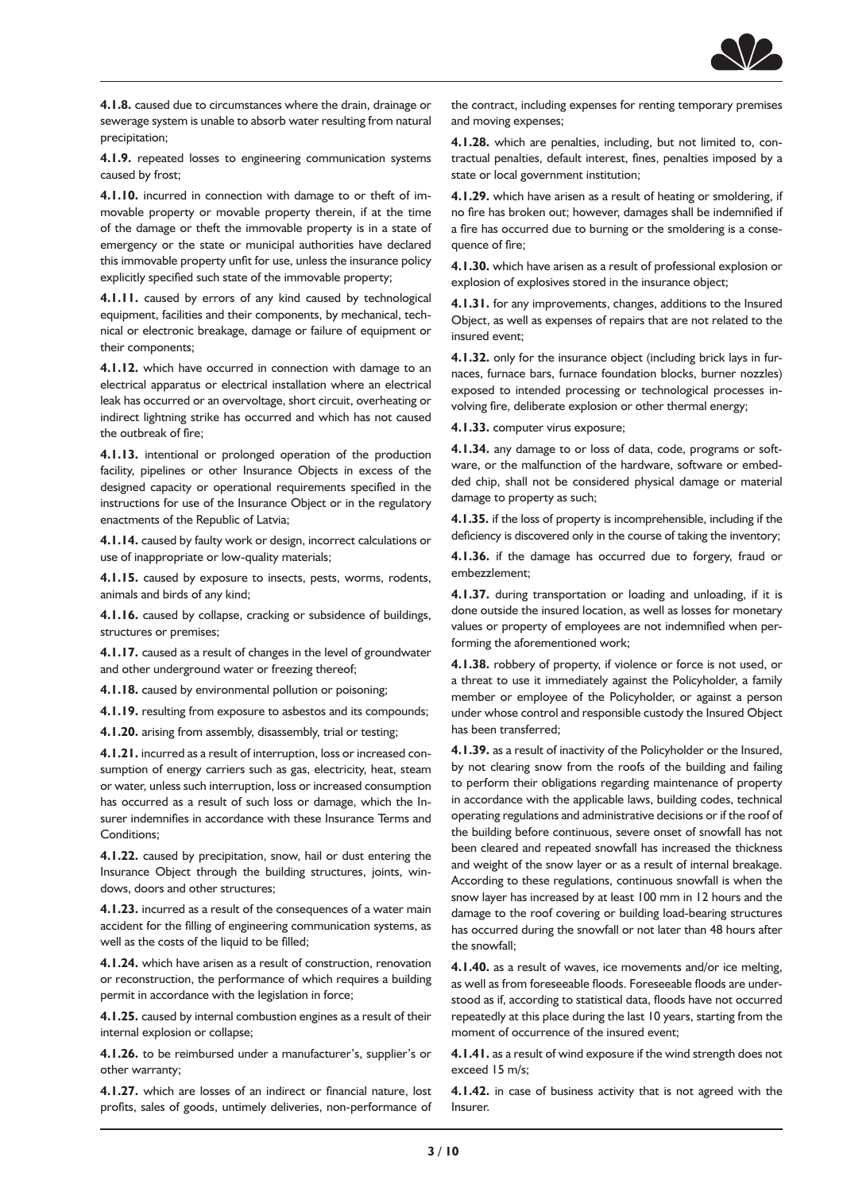**4.1.8.** caused due to circumstances where the drain, drainage or sewerage system is unable to absorb water resulting from natural precipitation;

**4.1.9.** repeated losses to engineering communication systems caused by frost;

**4.1.10.** incurred in connection with damage to or theft of immovable property or movable property therein, if at the time of the damage or theft the immovable property is in a state of emergency or the state or municipal authorities have declared this immovable property unfit for use, unless the insurance policy explicitly specified such state of the immovable property;

**4.1.11.** caused by errors of any kind caused by technological equipment, facilities and their components, by mechanical, technical or electronic breakage, damage or failure of equipment or their components;

**4.1.12.** which have occurred in connection with damage to an electrical apparatus or electrical installation where an electrical leak has occurred or an overvoltage, short circuit, overheating or indirect lightning strike has occurred and which has not caused the outbreak of fire;

**4.1.13.** intentional or prolonged operation of the production facility, pipelines or other Insurance Objects in excess of the designed capacity or operational requirements specified in the instructions for use of the Insurance Object or in the regulatory enactments of the Republic of Latvia;

**4.1.14.** caused by faulty work or design, incorrect calculations or use of inappropriate or low-quality materials;

**4.1.15.** caused by exposure to insects, pests, worms, rodents, animals and birds of any kind;

**4.1.16.** caused by collapse, cracking or subsidence of buildings, structures or premises;

**4.1.17.** caused as a result of changes in the level of groundwater and other underground water or freezing thereof;

**4.1.18.** caused by environmental pollution or poisoning;

**4.1.19.** resulting from exposure to asbestos and its compounds;

**4.1.20.** arising from assembly, disassembly, trial or testing;

**4.1.21.** incurred as a result of interruption, loss or increased consumption of energy carriers such as gas, electricity, heat, steam or water, unless such interruption, loss or increased consumption has occurred as a result of such loss or damage, which the Insurer indemnifies in accordance with these Insurance Terms and Conditions;

**4.1.22.** caused by precipitation, snow, hail or dust entering the Insurance Object through the building structures, joints, windows, doors and other structures;

**4.1.23.** incurred as a result of the consequences of a water main accident for the filling of engineering communication systems, as well as the costs of the liquid to be filled;

**4.1.24.** which have arisen as a result of construction, renovation or reconstruction, the performance of which requires a building permit in accordance with the legislation in force;

**4.1.25.** caused by internal combustion engines as a result of their internal explosion or collapse;

**4.1.26.** to be reimbursed under a manufacturer's, supplier's or other warranty;

**4.1.27.** which are losses of an indirect or financial nature, lost profits, sales of goods, untimely deliveries, non-performance of the contract, including expenses for renting temporary premises and moving expenses;

**4.1.28.** which are penalties, including, but not limited to, contractual penalties, default interest, fines, penalties imposed by a state or local government institution;

**4.1.29.** which have arisen as a result of heating or smoldering, if no fire has broken out; however, damages shall be indemnified if a fire has occurred due to burning or the smoldering is a consequence of fire;

**4.1.30.** which have arisen as a result of professional explosion or explosion of explosives stored in the insurance object;

**4.1.31.** for any improvements, changes, additions to the Insured Object, as well as expenses of repairs that are not related to the insured event;

**4.1.32.** only for the insurance object (including brick lays in furnaces, furnace bars, furnace foundation blocks, burner nozzles) exposed to intended processing or technological processes involving fire, deliberate explosion or other thermal energy;

**4.1.33.** computer virus exposure;

**4.1.34.** any damage to or loss of data, code, programs or software, or the malfunction of the hardware, software or embedded chip, shall not be considered physical damage or material damage to property as such;

**4.1.35.** if the loss of property is incomprehensible, including if the deficiency is discovered only in the course of taking the inventory;

**4.1.36.** if the damage has occurred due to forgery, fraud or embezzlement;

**4.1.37.** during transportation or loading and unloading, if it is done outside the insured location, as well as losses for monetary values or property of employees are not indemnified when performing the aforementioned work;

**4.1.38.** robbery of property, if violence or force is not used, or a threat to use it immediately against the Policyholder, a family member or employee of the Policyholder, or against a person under whose control and responsible custody the Insured Object has been transferred;

**4.1.39.** as a result of inactivity of the Policyholder or the Insured, by not clearing snow from the roofs of the building and failing to perform their obligations regarding maintenance of property in accordance with the applicable laws, building codes, technical operating regulations and administrative decisions or if the roof of the building before continuous, severe onset of snowfall has not been cleared and repeated snowfall has increased the thickness and weight of the snow layer or as a result of internal breakage. According to these regulations, continuous snowfall is when the snow layer has increased by at least 100 mm in 12 hours and the damage to the roof covering or building load-bearing structures has occurred during the snowfall or not later than 48 hours after the snowfall;

**4.1.40.** as a result of waves, ice movements and/or ice melting, as well as from foreseeable floods. Foreseeable floods are understood as if, according to statistical data, floods have not occurred repeatedly at this place during the last 10 years, starting from the moment of occurrence of the insured event;

**4.1.41.** as a result of wind exposure if the wind strength does not exceed 15 m/s;

**4.1.42.** in case of business activity that is not agreed with the Insurer.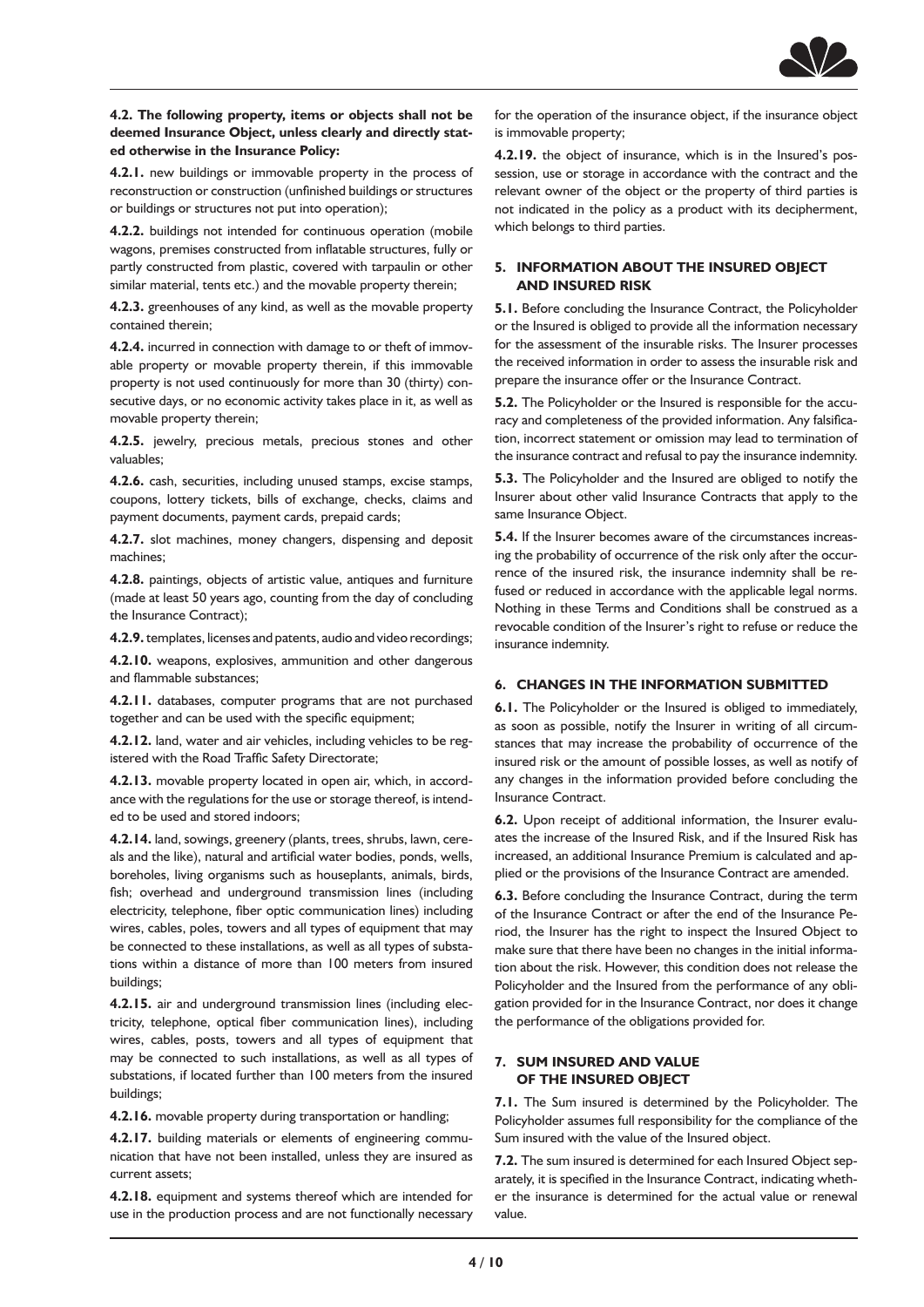**4.2. The following property, items or objects shall not be deemed Insurance Object, unless clearly and directly stated otherwise in the Insurance Policy:**

**4.2.1.** new buildings or immovable property in the process of reconstruction or construction (unfinished buildings or structures or buildings or structures not put into operation);

**4.2.2.** buildings not intended for continuous operation (mobile wagons, premises constructed from inflatable structures, fully or partly constructed from plastic, covered with tarpaulin or other similar material, tents etc.) and the movable property therein;

**4.2.3.** greenhouses of any kind, as well as the movable property contained therein;

**4.2.4.** incurred in connection with damage to or theft of immovable property or movable property therein, if this immovable property is not used continuously for more than 30 (thirty) consecutive days, or no economic activity takes place in it, as well as movable property therein;

**4.2.5.** jewelry, precious metals, precious stones and other valuables;

**4.2.6.** cash, securities, including unused stamps, excise stamps, coupons, lottery tickets, bills of exchange, checks, claims and payment documents, payment cards, prepaid cards;

**4.2.7.** slot machines, money changers, dispensing and deposit machines;

**4.2.8.** paintings, objects of artistic value, antiques and furniture (made at least 50 years ago, counting from the day of concluding the Insurance Contract);

**4.2.9.** templates, licenses and patents, audio and video recordings;

**4.2.10.** weapons, explosives, ammunition and other dangerous and flammable substances;

**4.2.11.** databases, computer programs that are not purchased together and can be used with the specific equipment;

**4.2.12.** land, water and air vehicles, including vehicles to be registered with the Road Traffic Safety Directorate;

**4.2.13.** movable property located in open air, which, in accordance with the regulations for the use or storage thereof, is intended to be used and stored indoors;

**4.2.14.** land, sowings, greenery (plants, trees, shrubs, lawn, cereals and the like), natural and artificial water bodies, ponds, wells, boreholes, living organisms such as houseplants, animals, birds, fish; overhead and underground transmission lines (including electricity, telephone, fiber optic communication lines) including wires, cables, poles, towers and all types of equipment that may be connected to these installations, as well as all types of substations within a distance of more than 100 meters from insured buildings;

**4.2.15.** air and underground transmission lines (including electricity, telephone, optical fiber communication lines), including wires, cables, posts, towers and all types of equipment that may be connected to such installations, as well as all types of substations, if located further than 100 meters from the insured buildings;

**4.2.16.** movable property during transportation or handling;

**4.2.17.** building materials or elements of engineering communication that have not been installed, unless they are insured as current assets;

**4.2.18.** equipment and systems thereof which are intended for use in the production process and are not functionally necessary for the operation of the insurance object, if the insurance object is immovable property;

**4.2.19.** the object of insurance, which is in the Insured's possession, use or storage in accordance with the contract and the relevant owner of the object or the property of third parties is not indicated in the policy as a product with its decipherment, which belongs to third parties.

## 5. INFORMATION ABOUT THE INSURED OBJECT AND INSURED RISK

**5.1.** Before concluding the Insurance Contract, the Policyholder or the Insured is obliged to provide all the information necessary for the assessment of the insurable risks. The Insurer processes the received information in order to assess the insurable risk and prepare the insurance offer or the Insurance Contract.

**5.2.** The Policyholder or the Insured is responsible for the accuracy and completeness of the provided information. Any falsification, incorrect statement or omission may lead to termination of the insurance contract and refusal to pay the insurance indemnity.

**5.3.** The Policyholder and the Insured are obliged to notify the Insurer about other valid Insurance Contracts that apply to the same Insurance Object.

**5.4.** If the Insurer becomes aware of the circumstances increasing the probability of occurrence of the risk only after the occurrence of the insured risk, the insurance indemnity shall be refused or reduced in accordance with the applicable legal norms. Nothing in these Terms and Conditions shall be construed as a revocable condition of the Insurer's right to refuse or reduce the insurance indemnity.

## 6. CHANGES IN THE INFORMATION SUBMITTED

**6.1.** The Policyholder or the Insured is obliged to immediately, as soon as possible, notify the Insurer in writing of all circumstances that may increase the probability of occurrence of the insured risk or the amount of possible losses, as well as notify of any changes in the information provided before concluding the Insurance Contract.

**6.2.** Upon receipt of additional information, the Insurer evaluates the increase of the Insured Risk, and if the Insured Risk has increased, an additional Insurance Premium is calculated and applied or the provisions of the Insurance Contract are amended.

**6.3.** Before concluding the Insurance Contract, during the term of the Insurance Contract or after the end of the Insurance Period, the Insurer has the right to inspect the Insured Object to make sure that there have been no changes in the initial information about the risk. However, this condition does not release the Policyholder and the Insured from the performance of any obligation provided for in the Insurance Contract, nor does it change the performance of the obligations provided for.

## 7. SUM INSURED AND VALUE OF THE INSURED OBJECT

**7.1.** The Sum insured is determined by the Policyholder. The Policyholder assumes full responsibility for the compliance of the Sum insured with the value of the Insured object.

**7.2.** The sum insured is determined for each Insured Object separately, it is specified in the Insurance Contract, indicating whether the insurance is determined for the actual value or renewal value.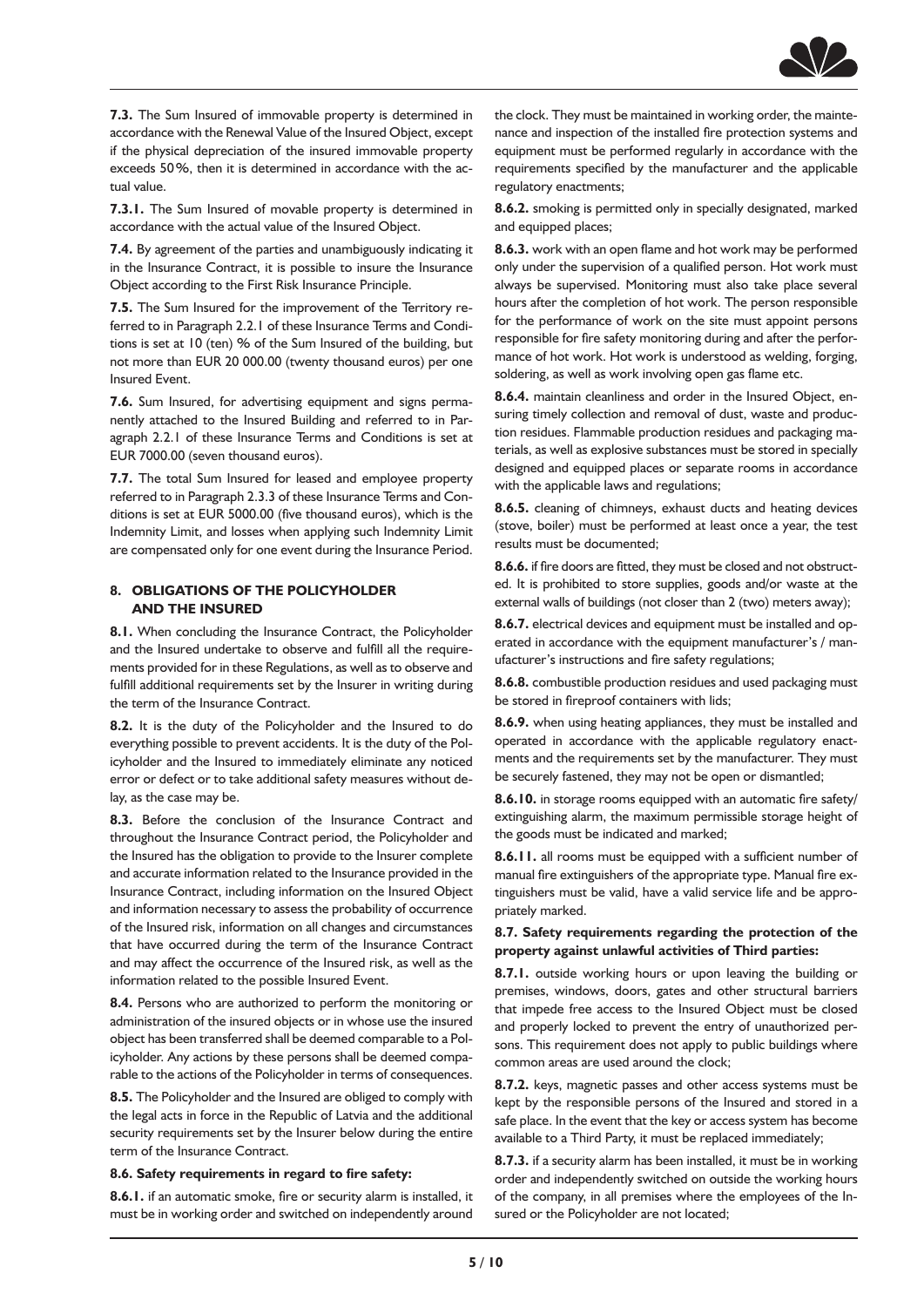**7.3.** The Sum Insured of immovable property is determined in accordance with the Renewal Value of the Insured Object, except if the physical depreciation of the insured immovable property exceeds 50%, then it is determined in accordance with the actual value.

**7.3.1.** The Sum Insured of movable property is determined in accordance with the actual value of the Insured Object.

**7.4.** By agreement of the parties and unambiguously indicating it in the Insurance Contract, it is possible to insure the Insurance Object according to the First Risk Insurance Principle.

**7.5.** The Sum Insured for the improvement of the Territory referred to in Paragraph 2.2.1 of these Insurance Terms and Conditions is set at 10 (ten) % of the Sum Insured of the building, but not more than EUR 20 000.00 (twenty thousand euros) per one Insured Event.

**7.6.** Sum Insured, for advertising equipment and signs permanently attached to the Insured Building and referred to in Paragraph 2.2.1 of these Insurance Terms and Conditions is set at EUR 7000.00 (seven thousand euros).

**7.7.** The total Sum Insured for leased and employee property referred to in Paragraph 2.3.3 of these Insurance Terms and Conditions is set at EUR 5000.00 (five thousand euros), which is the Indemnity Limit, and losses when applying such Indemnity Limit are compensated only for one event during the Insurance Period.

## 8. OBLIGATIONS OF THE POLICYHOLDER AND THE INSURED

**8.1.** When concluding the Insurance Contract, the Policyholder and the Insured undertake to observe and fulfill all the requirements provided for in these Regulations, as well as to observe and fulfill additional requirements set by the Insurer in writing during the term of the Insurance Contract.

**8.2.** It is the duty of the Policyholder and the Insured to do everything possible to prevent accidents. It is the duty of the Policyholder and the Insured to immediately eliminate any noticed error or defect or to take additional safety measures without delay, as the case may be.

**8.3.** Before the conclusion of the Insurance Contract and throughout the Insurance Contract period, the Policyholder and the Insured has the obligation to provide to the Insurer complete and accurate information related to the Insurance provided in the Insurance Contract, including information on the Insured Object and information necessary to assess the probability of occurrence of the Insured risk, information on all changes and circumstances that have occurred during the term of the Insurance Contract and may affect the occurrence of the Insured risk, as well as the information related to the possible Insured Event.

**8.4.** Persons who are authorized to perform the monitoring or administration of the insured objects or in whose use the insured object has been transferred shall be deemed comparable to a Policyholder. Any actions by these persons shall be deemed comparable to the actions of the Policyholder in terms of consequences.

**8.5.** The Policyholder and the Insured are obliged to comply with the legal acts in force in the Republic of Latvia and the additional security requirements set by the Insurer below during the entire term of the Insurance Contract.

**8.6. Safety requirements in regard to fire safety:**

**8.6.1.** if an automatic smoke, fire or security alarm is installed, it must be in working order and switched on independently around the clock. They must be maintained in working order, the maintenance and inspection of the installed fire protection systems and equipment must be performed regularly in accordance with the requirements specified by the manufacturer and the applicable regulatory enactments;

**8.6.2.** smoking is permitted only in specially designated, marked and equipped places;

**8.6.3.** work with an open flame and hot work may be performed only under the supervision of a qualified person. Hot work must always be supervised. Monitoring must also take place several hours after the completion of hot work. The person responsible for the performance of work on the site must appoint persons responsible for fire safety monitoring during and after the performance of hot work. Hot work is understood as welding, forging, soldering, as well as work involving open gas flame etc.

**8.6.4.** maintain cleanliness and order in the Insured Object, ensuring timely collection and removal of dust, waste and production residues. Flammable production residues and packaging materials, as well as explosive substances must be stored in specially designed and equipped places or separate rooms in accordance with the applicable laws and regulations;

**8.6.5.** cleaning of chimneys, exhaust ducts and heating devices (stove, boiler) must be performed at least once a year, the test results must be documented;

**8.6.6.** if fire doors are fitted, they must be closed and not obstructed. It is prohibited to store supplies, goods and/or waste at the external walls of buildings (not closer than 2 (two) meters away);

**8.6.7.** electrical devices and equipment must be installed and operated in accordance with the equipment manufacturer's / manufacturer's instructions and fire safety regulations;

**8.6.8.** combustible production residues and used packaging must be stored in fireproof containers with lids;

**8.6.9.** when using heating appliances, they must be installed and operated in accordance with the applicable regulatory enactments and the requirements set by the manufacturer. They must be securely fastened, they may not be open or dismantled;

**8.6.10.** in storage rooms equipped with an automatic fire safety/ extinguishing alarm, the maximum permissible storage height of the goods must be indicated and marked;

**8.6.11.** all rooms must be equipped with a sufficient number of manual fire extinguishers of the appropriate type. Manual fire extinguishers must be valid, have a valid service life and be appropriately marked.

**8.7. Safety requirements regarding the protection of the property against unlawful activities of Third parties:**

**8.7.1.** outside working hours or upon leaving the building or premises, windows, doors, gates and other structural barriers that impede free access to the Insured Object must be closed and properly locked to prevent the entry of unauthorized persons. This requirement does not apply to public buildings where common areas are used around the clock;

**8.7.2.** keys, magnetic passes and other access systems must be kept by the responsible persons of the Insured and stored in a safe place. In the event that the key or access system has become available to a Third Party, it must be replaced immediately;

**8.7.3.** if a security alarm has been installed, it must be in working order and independently switched on outside the working hours of the company, in all premises where the employees of the Insured or the Policyholder are not located;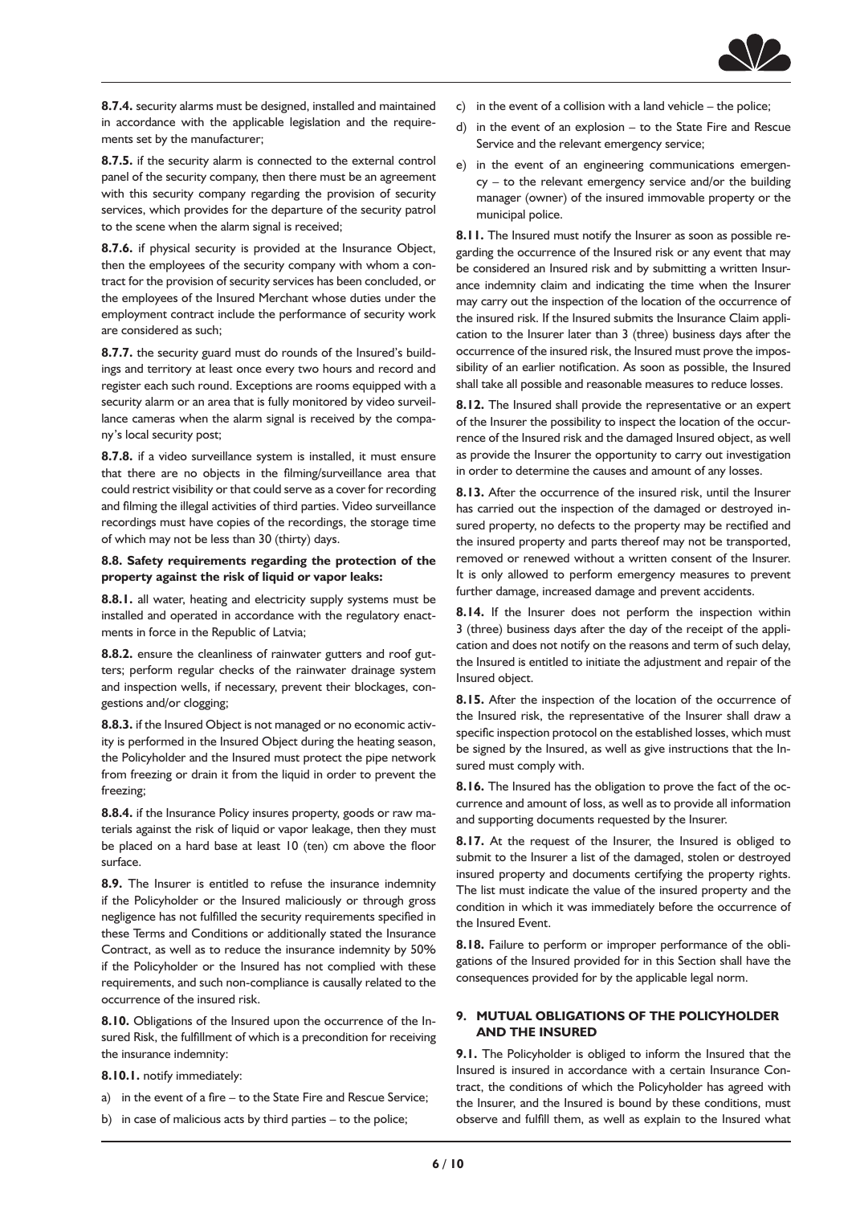**8.7.4.** security alarms must be designed, installed and maintained in accordance with the applicable legislation and the requirements set by the manufacturer;

**8.7.5.** if the security alarm is connected to the external control panel of the security company, then there must be an agreement with this security company regarding the provision of security services, which provides for the departure of the security patrol to the scene when the alarm signal is received;

**8.7.6.** if physical security is provided at the Insurance Object, then the employees of the security company with whom a contract for the provision of security services has been concluded, or the employees of the Insured Merchant whose duties under the employment contract include the performance of security work are considered as such;

**8.7.7.** the security guard must do rounds of the Insured's buildings and territory at least once every two hours and record and register each such round. Exceptions are rooms equipped with a security alarm or an area that is fully monitored by video surveillance cameras when the alarm signal is received by the company's local security post;

**8.7.8.** if a video surveillance system is installed, it must ensure that there are no objects in the filming/surveillance area that could restrict visibility or that could serve as a cover for recording and filming the illegal activities of third parties. Video surveillance recordings must have copies of the recordings, the storage time of which may not be less than 30 (thirty) days.

**8.8. Safety requirements regarding the protection of the property against the risk of liquid or vapor leaks:**

**8.8.1.** all water, heating and electricity supply systems must be installed and operated in accordance with the regulatory enactments in force in the Republic of Latvia;

**8.8.2.** ensure the cleanliness of rainwater gutters and roof gutters; perform regular checks of the rainwater drainage system and inspection wells, if necessary, prevent their blockages, congestions and/or clogging;

**8.8.3.** if the Insured Object is not managed or no economic activity is performed in the Insured Object during the heating season, the Policyholder and the Insured must protect the pipe network from freezing or drain it from the liquid in order to prevent the freezing;

**8.8.4.** if the Insurance Policy insures property, goods or raw materials against the risk of liquid or vapor leakage, then they must be placed on a hard base at least 10 (ten) cm above the floor surface.

**8.9.** The Insurer is entitled to refuse the insurance indemnity if the Policyholder or the Insured maliciously or through gross negligence has not fulfilled the security requirements specified in these Terms and Conditions or additionally stated the Insurance Contract, as well as to reduce the insurance indemnity by 50% if the Policyholder or the Insured has not complied with these requirements, and such non-compliance is causally related to the occurrence of the insured risk.

**8.10.** Obligations of the Insured upon the occurrence of the Insured Risk, the fulfillment of which is a precondition for receiving the insurance indemnity:

**8.10.1.** notify immediately:

a) in the event of a fire – to the State Fire and Rescue Service;

b) in case of malicious acts by third parties – to the police;

c) in the event of a collision with a land vehicle – the police;

d) in the event of an explosion – to the State Fire and Rescue Service and the relevant emergency service;

e) in the event of an engineering communications emergency – to the relevant emergency service and/or the building manager (owner) of the insured immovable property or the municipal police.

**8.11.** The Insured must notify the Insurer as soon as possible regarding the occurrence of the Insured risk or any event that may be considered an Insured risk and by submitting a written Insurance indemnity claim and indicating the time when the Insurer may carry out the inspection of the location of the occurrence of the insured risk. If the Insured submits the Insurance Claim application to the Insurer later than 3 (three) business days after the occurrence of the insured risk, the Insured must prove the impossibility of an earlier notification. As soon as possible, the Insured shall take all possible and reasonable measures to reduce losses.

**8.12.** The Insured shall provide the representative or an expert of the Insurer the possibility to inspect the location of the occurrence of the Insured risk and the damaged Insured object, as well as provide the Insurer the opportunity to carry out investigation in order to determine the causes and amount of any losses.

**8.13.** After the occurrence of the insured risk, until the Insurer has carried out the inspection of the damaged or destroyed insured property, no defects to the property may be rectified and the insured property and parts thereof may not be transported, removed or renewed without a written consent of the Insurer. It is only allowed to perform emergency measures to prevent further damage, increased damage and prevent accidents.

**8.14.** If the Insurer does not perform the inspection within 3 (three) business days after the day of the receipt of the application and does not notify on the reasons and term of such delay, the Insured is entitled to initiate the adjustment and repair of the Insured object.

**8.15.** After the inspection of the location of the occurrence of the Insured risk, the representative of the Insurer shall draw a specific inspection protocol on the established losses, which must be signed by the Insured, as well as give instructions that the Insured must comply with.

**8.16.** The Insured has the obligation to prove the fact of the occurrence and amount of loss, as well as to provide all information and supporting documents requested by the Insurer.

**8.17.** At the request of the Insurer, the Insured is obliged to submit to the Insurer a list of the damaged, stolen or destroyed insured property and documents certifying the property rights. The list must indicate the value of the insured property and the condition in which it was immediately before the occurrence of the Insured Event.

**8.18.** Failure to perform or improper performance of the obligations of the Insured provided for in this Section shall have the consequences provided for by the applicable legal norm.

## 9. MUTUAL OBLIGATIONS OF THE POLICYHOLDER AND THE INSURED

**9.1.** The Policyholder is obliged to inform the Insured that the Insured is insured in accordance with a certain Insurance Contract, the conditions of which the Policyholder has agreed with the Insurer, and the Insured is bound by these conditions, must observe and fulfill them, as well as explain to the Insured what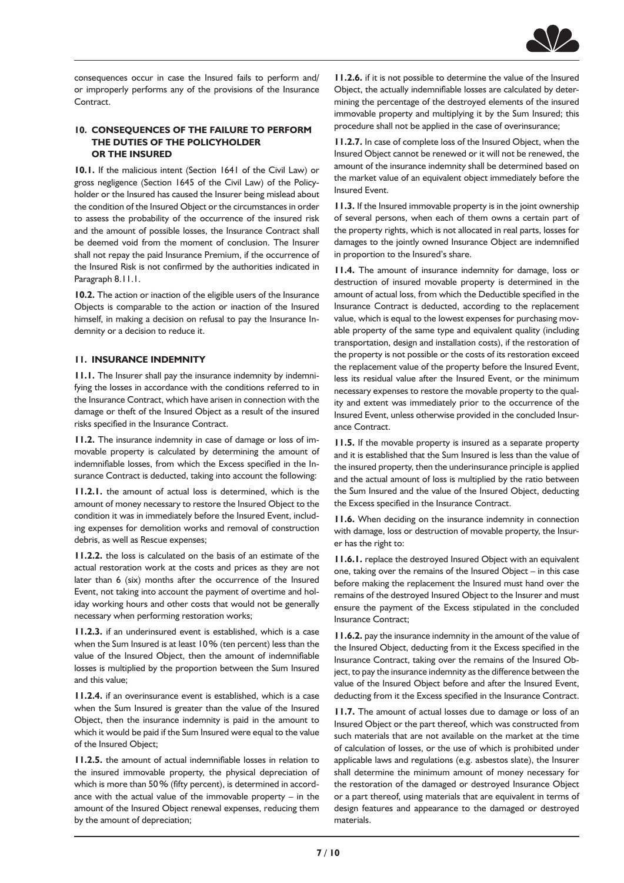consequences occur in case the Insured fails to perform and/or improperly performs any of the provisions of the Insurance Contract.

## 10. CONSEQUENCES OF THE FAILURE TO PERFORM THE DUTIES OF THE POLICYHOLDER OR THE INSURED

**10.1.** If the malicious intent (Section 1641 of the Civil Law) or gross negligence (Section 1645 of the Civil Law) of the Policyholder or the Insured has caused the Insurer being mislead about the condition of the Insured Object or the circumstances in order to assess the probability of the occurrence of the insured risk and the amount of possible losses, the Insurance Contract shall be deemed void from the moment of conclusion. The Insurer shall not repay the paid Insurance Premium, if the occurrence of the Insured Risk is not confirmed by the authorities indicated in Paragraph 8.11.1.

**10.2.** The action or inaction of the eligible users of the Insurance Objects is comparable to the action or inaction of the Insured himself, in making a decision on refusal to pay the Insurance Indemnity or a decision to reduce it.

## 11. INSURANCE INDEMNITY

**11.1.** The Insurer shall pay the insurance indemnity by indemnifying the losses in accordance with the conditions referred to in the Insurance Contract, which have arisen in connection with the damage or theft of the Insured Object as a result of the insured risks specified in the Insurance Contract.

**11.2.** The insurance indemnity in case of damage or loss of immovable property is calculated by determining the amount of indemnifiable losses, from which the Excess specified in the Insurance Contract is deducted, taking into account the following:

**11.2.1.** the amount of actual loss is determined, which is the amount of money necessary to restore the Insured Object to the condition it was in immediately before the Insured Event, including expenses for demolition works and removal of construction debris, as well as Rescue expenses;

**11.2.2.** the loss is calculated on the basis of an estimate of the actual restoration work at the costs and prices as they are not later than 6 (six) months after the occurrence of the Insured Event, not taking into account the payment of overtime and holiday working hours and other costs that would not be generally necessary when performing restoration works;

**11.2.3.** if an underinsured event is established, which is a case when the Sum Insured is at least 10% (ten percent) less than the value of the Insured Object, then the amount of indemnifiable losses is multiplied by the proportion between the Sum Insured and this value;

**11.2.4.** if an overinsurance event is established, which is a case when the Sum Insured is greater than the value of the Insured Object, then the insurance indemnity is paid in the amount to which it would be paid if the Sum Insured were equal to the value of the Insured Object;

**11.2.5.** the amount of actual indemnifiable losses in relation to the insured immovable property, the physical depreciation of which is more than 50% (fifty percent), is determined in accordance with the actual value of the immovable property – in the amount of the Insured Object renewal expenses, reducing them by the amount of depreciation;

**11.2.6.** if it is not possible to determine the value of the Insured Object, the actually indemnifiable losses are calculated by determining the percentage of the destroyed elements of the insured immovable property and multiplying it by the Sum Insured; this procedure shall not be applied in the case of overinsurance;

**11.2.7.** In case of complete loss of the Insured Object, when the Insured Object cannot be renewed or it will not be renewed, the amount of the insurance indemnity shall be determined based on the market value of an equivalent object immediately before the Insured Event.

**11.3.** If the Insured immovable property is in the joint ownership of several persons, when each of them owns a certain part of the property rights, which is not allocated in real parts, losses for damages to the jointly owned Insurance Object are indemnified in proportion to the Insured's share.

**11.4.** The amount of insurance indemnity for damage, loss or destruction of insured movable property is determined in the amount of actual loss, from which the Deductible specified in the Insurance Contract is deducted, according to the replacement value, which is equal to the lowest expenses for purchasing movable property of the same type and equivalent quality (including transportation, design and installation costs), if the restoration of the property is not possible or the costs of its restoration exceed the replacement value of the property before the Insured Event, less its residual value after the Insured Event, or the minimum necessary expenses to restore the movable property to the quality and extent was immediately prior to the occurrence of the Insured Event, unless otherwise provided in the concluded Insurance Contract.

**11.5.** If the movable property is insured as a separate property and it is established that the Sum Insured is less than the value of the insured property, then the underinsurance principle is applied and the actual amount of loss is multiplied by the ratio between the Sum Insured and the value of the Insured Object, deducting the Excess specified in the Insurance Contract.

**11.6.** When deciding on the insurance indemnity in connection with damage, loss or destruction of movable property, the Insurer has the right to:

**11.6.1.** replace the destroyed Insured Object with an equivalent one, taking over the remains of the Insured Object – in this case before making the replacement the Insured must hand over the remains of the destroyed Insured Object to the Insurer and must ensure the payment of the Excess stipulated in the concluded Insurance Contract;

**11.6.2.** pay the insurance indemnity in the amount of the value of the Insured Object, deducting from it the Excess specified in the Insurance Contract, taking over the remains of the Insured Object, to pay the insurance indemnity as the difference between the value of the Insured Object before and after the Insured Event, deducting from it the Excess specified in the Insurance Contract.

**11.7.** The amount of actual losses due to damage or loss of an Insured Object or the part thereof, which was constructed from such materials that are not available on the market at the time of calculation of losses, or the use of which is prohibited under applicable laws and regulations (e.g. asbestos slate), the Insurer shall determine the minimum amount of money necessary for the restoration of the damaged or destroyed Insurance Object or a part thereof, using materials that are equivalent in terms of design features and appearance to the damaged or destroyed materials.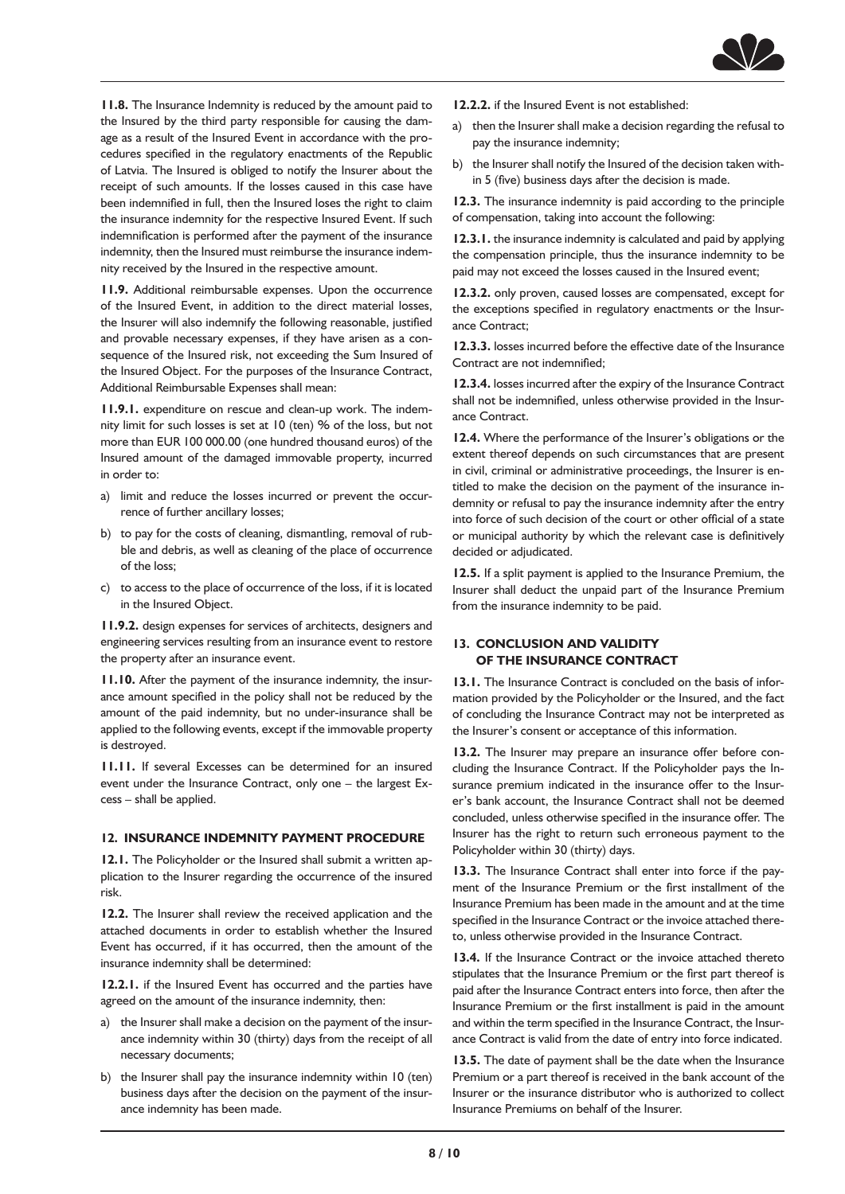**11.8.** The Insurance Indemnity is reduced by the amount paid to the Insured by the third party responsible for causing the damage as a result of the Insured Event in accordance with the procedures specified in the regulatory enactments of the Republic of Latvia. The Insured is obliged to notify the Insurer about the receipt of such amounts. If the losses caused in this case have been indemnified in full, then the Insured loses the right to claim the insurance indemnity for the respective Insured Event. If such indemnification is performed after the payment of the insurance indemnity, then the Insured must reimburse the insurance indemnity received by the Insured in the respective amount.

**11.9.** Additional reimbursable expenses. Upon the occurrence of the Insured Event, in addition to the direct material losses, the Insurer will also indemnify the following reasonable, justified and provable necessary expenses, if they have arisen as a consequence of the Insured risk, not exceeding the Sum Insured of the Insured Object. For the purposes of the Insurance Contract, Additional Reimbursable Expenses shall mean:

**11.9.1.** expenditure on rescue and clean-up work. The indemnity limit for such losses is set at 10 (ten) % of the loss, but not more than EUR 100 000.00 (one hundred thousand euros) of the Insured amount of the damaged immovable property, incurred in order to:

a) limit and reduce the losses incurred or prevent the occurrence of further ancillary losses;

b) to pay for the costs of cleaning, dismantling, removal of rubble and debris, as well as cleaning of the place of occurrence of the loss;

c) to access to the place of occurrence of the loss, if it is located in the Insured Object.

**11.9.2.** design expenses for services of architects, designers and engineering services resulting from an insurance event to restore the property after an insurance event.

**11.10.** After the payment of the insurance indemnity, the insurance amount specified in the policy shall not be reduced by the amount of the paid indemnity, but no under-insurance shall be applied to the following events, except if the immovable property is destroyed.

**11.11.** If several Excesses can be determined for an insured event under the Insurance Contract, only one – the largest Excess – shall be applied.

## 12. INSURANCE INDEMNITY PAYMENT PROCEDURE

**12.1.** The Policyholder or the Insured shall submit a written application to the Insurer regarding the occurrence of the insured risk.

**12.2.** The Insurer shall review the received application and the attached documents in order to establish whether the Insured Event has occurred, if it has occurred, then the amount of the insurance indemnity shall be determined:

**12.2.1.** if the Insured Event has occurred and the parties have agreed on the amount of the insurance indemnity, then:

a) the Insurer shall make a decision on the payment of the insurance indemnity within 30 (thirty) days from the receipt of all necessary documents;

b) the Insurer shall pay the insurance indemnity within 10 (ten) business days after the decision on the payment of the insurance indemnity has been made.

**12.2.2.** if the Insured Event is not established:

a) then the Insurer shall make a decision regarding the refusal to pay the insurance indemnity;

b) the Insurer shall notify the Insured of the decision taken within 5 (five) business days after the decision is made.

**12.3.** The insurance indemnity is paid according to the principle of compensation, taking into account the following:

**12.3.1.** the insurance indemnity is calculated and paid by applying the compensation principle, thus the insurance indemnity to be paid may not exceed the losses caused in the Insured event;

**12.3.2.** only proven, caused losses are compensated, except for the exceptions specified in regulatory enactments or the Insurance Contract;

**12.3.3.** losses incurred before the effective date of the Insurance Contract are not indemnified;

**12.3.4.** losses incurred after the expiry of the Insurance Contract shall not be indemnified, unless otherwise provided in the Insurance Contract.

**12.4.** Where the performance of the Insurer's obligations or the extent thereof depends on such circumstances that are present in civil, criminal or administrative proceedings, the Insurer is entitled to make the decision on the payment of the insurance indemnity or refusal to pay the insurance indemnity after the entry into force of such decision of the court or other official of a state or municipal authority by which the relevant case is definitively decided or adjudicated.

**12.5.** If a split payment is applied to the Insurance Premium, the Insurer shall deduct the unpaid part of the Insurance Premium from the insurance indemnity to be paid.

## 13. CONCLUSION AND VALIDITY OF THE INSURANCE CONTRACT

**13.1.** The Insurance Contract is concluded on the basis of information provided by the Policyholder or the Insured, and the fact of concluding the Insurance Contract may not be interpreted as the Insurer's consent or acceptance of this information.

**13.2.** The Insurer may prepare an insurance offer before concluding the Insurance Contract. If the Policyholder pays the Insurance premium indicated in the insurance offer to the Insurer's bank account, the Insurance Contract shall not be deemed concluded, unless otherwise specified in the insurance offer. The Insurer has the right to return such erroneous payment to the Policyholder within 30 (thirty) days.

**13.3.** The Insurance Contract shall enter into force if the payment of the Insurance Premium or the first installment of the Insurance Premium has been made in the amount and at the time specified in the Insurance Contract or the invoice attached thereto, unless otherwise provided in the Insurance Contract.

**13.4.** If the Insurance Contract or the invoice attached thereto stipulates that the Insurance Premium or the first part thereof is paid after the Insurance Contract enters into force, then after the Insurance Premium or the first installment is paid in the amount and within the term specified in the Insurance Contract, the Insurance Contract is valid from the date of entry into force indicated.

**13.5.** The date of payment shall be the date when the Insurance Premium or a part thereof is received in the bank account of the Insurer or the insurance distributor who is authorized to collect Insurance Premiums on behalf of the Insurer.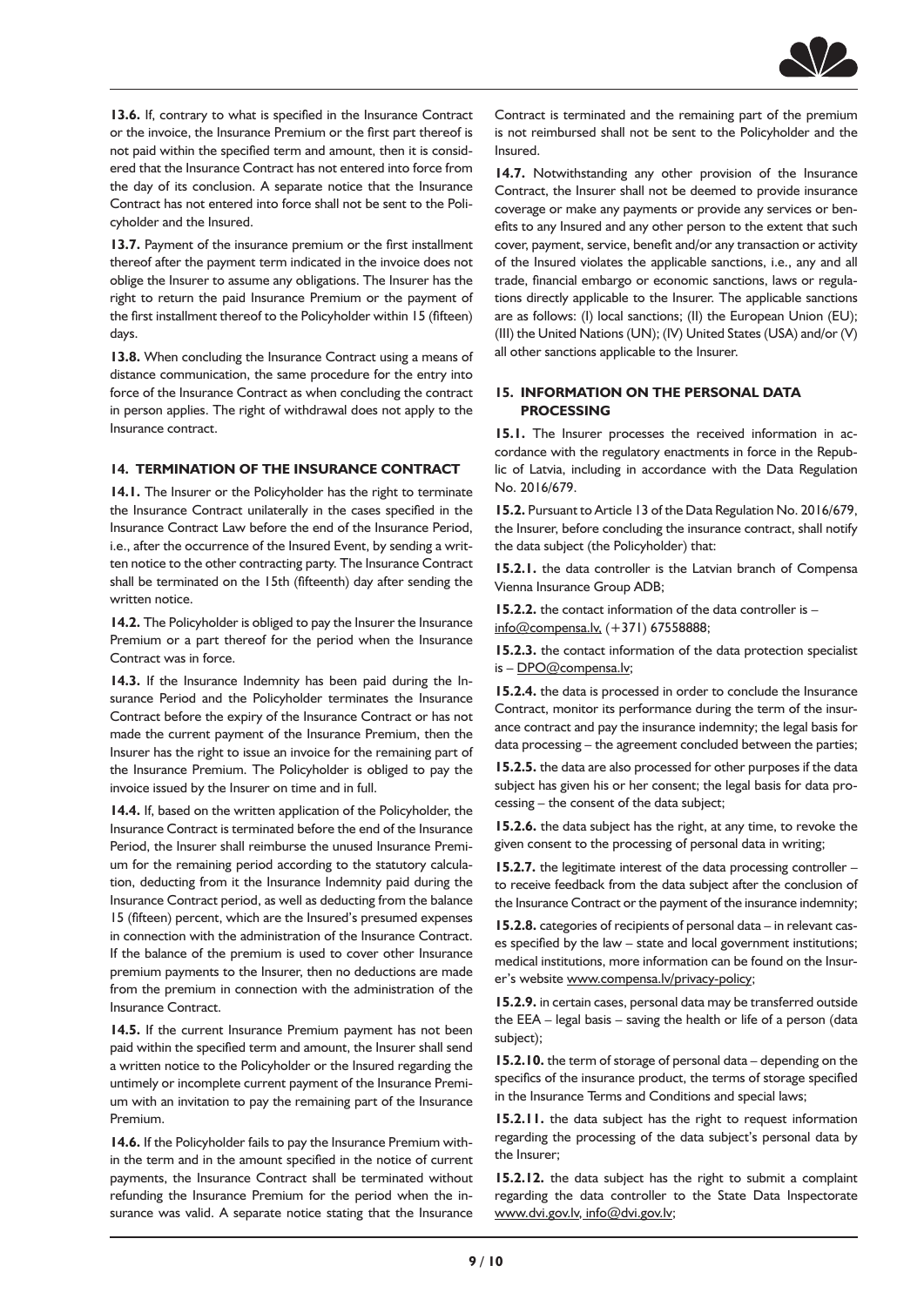**13.6.** If, contrary to what is specified in the Insurance Contract or the invoice, the Insurance Premium or the first part thereof is not paid within the specified term and amount, then it is considered that the Insurance Contract has not entered into force from the day of its conclusion. A separate notice that the Insurance Contract has not entered into force shall not be sent to the Policyholder and the Insured.

**13.7.** Payment of the insurance premium or the first installment thereof after the payment term indicated in the invoice does not oblige the Insurer to assume any obligations. The Insurer has the right to return the paid Insurance Premium or the payment of the first installment thereof to the Policyholder within 15 (fifteen) days.

**13.8.** When concluding the Insurance Contract using a means of distance communication, the same procedure for the entry into force of the Insurance Contract as when concluding the contract in person applies. The right of withdrawal does not apply to the Insurance contract.

## 14. TERMINATION OF THE INSURANCE CONTRACT

**14.1.** The Insurer or the Policyholder has the right to terminate the Insurance Contract unilaterally in the cases specified in the Insurance Contract Law before the end of the Insurance Period, i.e., after the occurrence of the Insured Event, by sending a written notice to the other contracting party. The Insurance Contract shall be terminated on the 15th (fifteenth) day after sending the written notice.

**14.2.** The Policyholder is obliged to pay the Insurer the Insurance Premium or a part thereof for the period when the Insurance Contract was in force.

**14.3.** If the Insurance Indemnity has been paid during the Insurance Period and the Policyholder terminates the Insurance Contract before the expiry of the Insurance Contract or has not made the current payment of the Insurance Premium, then the Insurer has the right to issue an invoice for the remaining part of the Insurance Premium. The Policyholder is obliged to pay the invoice issued by the Insurer on time and in full.

**14.4.** If, based on the written application of the Policyholder, the Insurance Contract is terminated before the end of the Insurance Period, the Insurer shall reimburse the unused Insurance Premium for the remaining period according to the statutory calculation, deducting from it the Insurance Indemnity paid during the Insurance Contract period, as well as deducting from the balance 15 (fifteen) percent, which are the Insured's presumed expenses in connection with the administration of the Insurance Contract. If the balance of the premium is used to cover other Insurance premium payments to the Insurer, then no deductions are made from the premium in connection with the administration of the Insurance Contract.

**14.5.** If the current Insurance Premium payment has not been paid within the specified term and amount, the Insurer shall send a written notice to the Policyholder or the Insured regarding the untimely or incomplete current payment of the Insurance Premium with an invitation to pay the remaining part of the Insurance Premium.

**14.6.** If the Policyholder fails to pay the Insurance Premium within the term and in the amount specified in the notice of current payments, the Insurance Contract shall be terminated without refunding the Insurance Premium for the period when the insurance was valid. A separate notice stating that the Insurance Contract is terminated and the remaining part of the premium is not reimbursed shall not be sent to the Policyholder and the Insured.

**14.7.** Notwithstanding any other provision of the Insurance Contract, the Insurer shall not be deemed to provide insurance coverage or make any payments or provide any services or benefits to any Insured and any other person to the extent that such cover, payment, service, benefit and/or any transaction or activity of the Insured violates the applicable sanctions, i.e., any and all trade, financial embargo or economic sanctions, laws or regulations directly applicable to the Insurer. The applicable sanctions are as follows: (I) local sanctions; (II) the European Union (EU); (III) the United Nations (UN); (IV) United States (USA) and/or (V) all other sanctions applicable to the Insurer.

## 15. INFORMATION ON THE PERSONAL DATA PROCESSING

**15.1.** The Insurer processes the received information in accordance with the regulatory enactments in force in the Republic of Latvia, including in accordance with the Data Regulation No. 2016/679.

**15.2.** Pursuant to Article 13 of the Data Regulation No. 2016/679, the Insurer, before concluding the insurance contract, shall notify the data subject (the Policyholder) that:

**15.2.1.** the data controller is the Latvian branch of Compensa Vienna Insurance Group ADB;

**15.2.2.** the contact information of the data controller is – info@compensa.lv, (+371) 67558888;

**15.2.3.** the contact information of the data protection specialist is – DPO@compensa.lv;

**15.2.4.** the data is processed in order to conclude the Insurance Contract, monitor its performance during the term of the insurance contract and pay the insurance indemnity; the legal basis for data processing – the agreement concluded between the parties;

**15.2.5.** the data are also processed for other purposes if the data subject has given his or her consent; the legal basis for data processing – the consent of the data subject;

**15.2.6.** the data subject has the right, at any time, to revoke the given consent to the processing of personal data in writing;

**15.2.7.** the legitimate interest of the data processing controller – to receive feedback from the data subject after the conclusion of the Insurance Contract or the payment of the insurance indemnity;

**15.2.8.** categories of recipients of personal data – in relevant cases specified by the law – state and local government institutions; medical institutions, more information can be found on the Insurer's website www.compensa.lv/privacy-policy;

**15.2.9.** in certain cases, personal data may be transferred outside the EEA – legal basis – saving the health or life of a person (data subject);

**15.2.10.** the term of storage of personal data – depending on the specifics of the insurance product, the terms of storage specified in the Insurance Terms and Conditions and special laws;

**15.2.11.** the data subject has the right to request information regarding the processing of the data subject's personal data by the Insurer;

**15.2.12.** the data subject has the right to submit a complaint regarding the data controller to the State Data Inspectorate www.dvi.gov.lv, info@dvi.gov.lv;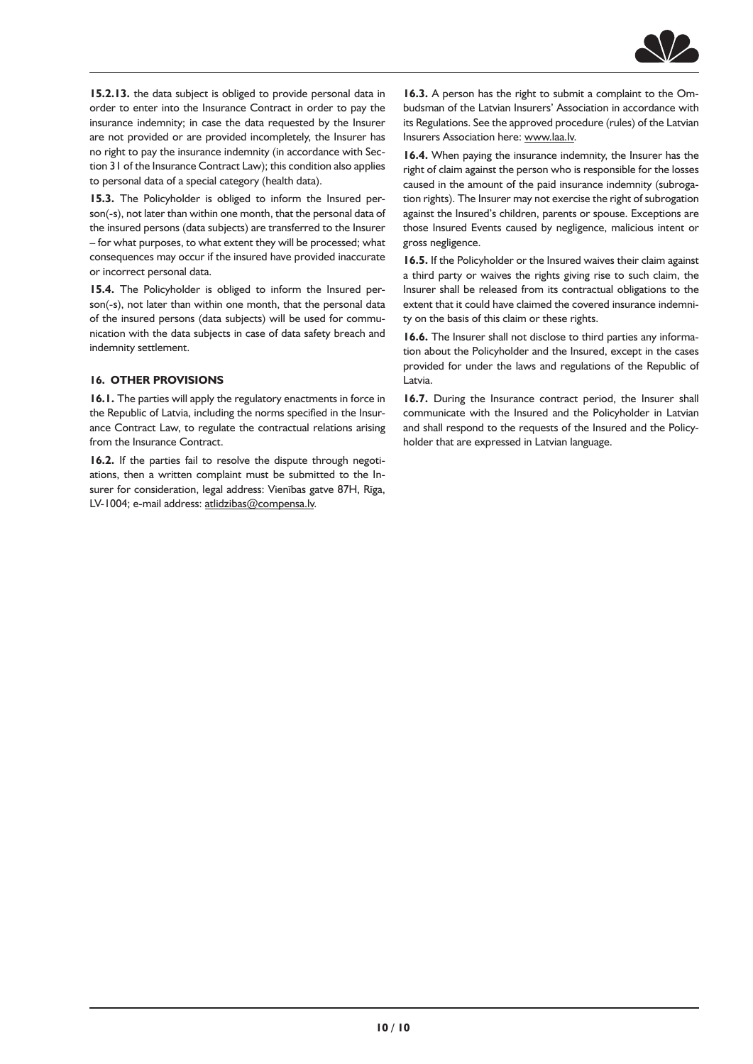**15.2.13.** the data subject is obliged to provide personal data in order to enter into the Insurance Contract in order to pay the insurance indemnity; in case the data requested by the Insurer are not provided or are provided incompletely, the Insurer has no right to pay the insurance indemnity (in accordance with Section 31 of the Insurance Contract Law); this condition also applies to personal data of a special category (health data).

**15.3.** The Policyholder is obliged to inform the Insured person(-s), not later than within one month, that the personal data of the insured persons (data subjects) are transferred to the Insurer – for what purposes, to what extent they will be processed; what consequences may occur if the insured have provided inaccurate or incorrect personal data.

**15.4.** The Policyholder is obliged to inform the Insured person(-s), not later than within one month, that the personal data of the insured persons (data subjects) will be used for communication with the data subjects in case of data safety breach and indemnity settlement.

## 16. OTHER PROVISIONS

**16.1.** The parties will apply the regulatory enactments in force in the Republic of Latvia, including the norms specified in the Insurance Contract Law, to regulate the contractual relations arising from the Insurance Contract.

**16.2.** If the parties fail to resolve the dispute through negotiations, then a written complaint must be submitted to the Insurer for consideration, legal address: Vienības gatve 87H, Rīga, LV-1004; e-mail address: atlidzibas@compensa.lv.

**16.3.** A person has the right to submit a complaint to the Ombudsman of the Latvian Insurers' Association in accordance with its Regulations. See the approved procedure (rules) of the Latvian Insurers Association here: www.laa.lv.

**16.4.** When paying the insurance indemnity, the Insurer has the right of claim against the person who is responsible for the losses caused in the amount of the paid insurance indemnity (subrogation rights). The Insurer may not exercise the right of subrogation against the Insured's children, parents or spouse. Exceptions are those Insured Events caused by negligence, malicious intent or gross negligence.

**16.5.** If the Policyholder or the Insured waives their claim against a third party or waives the rights giving rise to such claim, the Insurer shall be released from its contractual obligations to the extent that it could have claimed the covered insurance indemnity on the basis of this claim or these rights.

**16.6.** The Insurer shall not disclose to third parties any information about the Policyholder and the Insured, except in the cases provided for under the laws and regulations of the Republic of Latvia.

**16.7.** During the Insurance contract period, the Insurer shall communicate with the Insured and the Policyholder in Latvian and shall respond to the requests of the Insured and the Policyholder that are expressed in Latvian language.